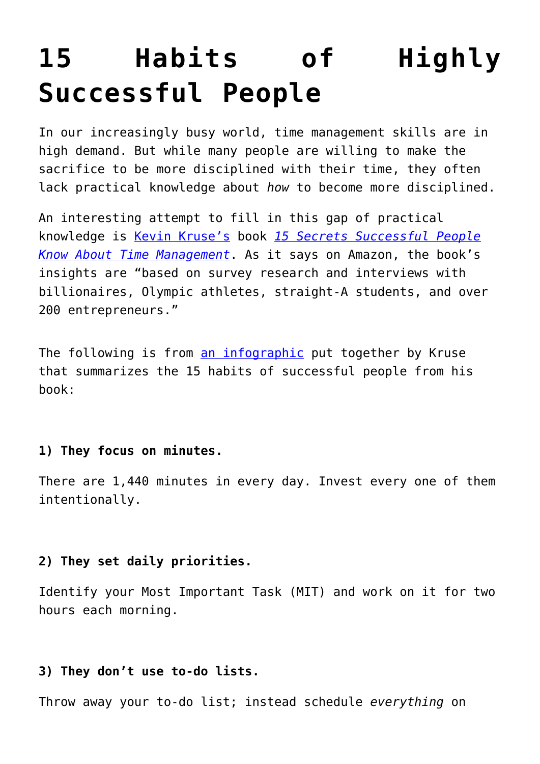# 15 Habits of Highly Successful People

In our increasingly busy world, time management skills are in high demand. But while many people are willing to make the sacrifice to be more disciplined with their time, they often lack practical knowledge about *how* to become more disciplined.

An interesting attempt to fill in this gap of practical knowledge is Kevin Kruse's book *15 Secrets Successful People Know About Time Management*. As it says on Amazon, the book's insights are "based on survey research and interviews with billionaires, Olympic athletes, straight-A students, and over 200 entrepreneurs."

The following is from an infographic put together by Kruse that summarizes the 15 habits of successful people from his book:

**1) They focus on minutes.**

There are 1,440 minutes in every day. Invest every one of them intentionally.

**2) They set daily priorities.**

Identify your Most Important Task (MIT) and work on it for two hours each morning.

**3) They don't use to-do lists.**

Throw away your to-do list; instead schedule *everything* on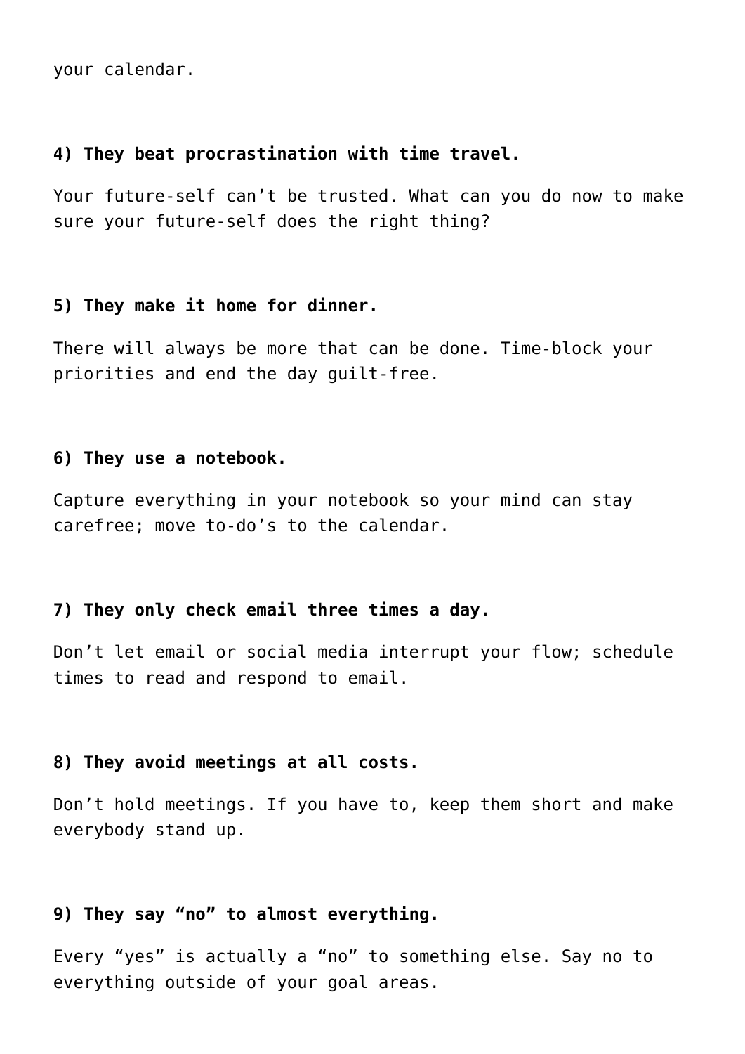your calendar.

**4) They beat procrastination with time travel.**

Your future-self can't be trusted. What can you do now to make sure your future-self does the right thing?

**5) They make it home for dinner.**

There will always be more that can be done. Time-block your priorities and end the day guilt-free.

**6) They use a notebook.**

Capture everything in your notebook so your mind can stay carefree; move to-do's to the calendar.

**7) They only check email three times a day.**

Don't let email or social media interrupt your flow; schedule times to read and respond to email.

**8) They avoid meetings at all costs.**

Don't hold meetings. If you have to, keep them short and make everybody stand up.

**9) They say "no" to almost everything.**

Every "yes" is actually a "no" to something else. Say no to everything outside of your goal areas.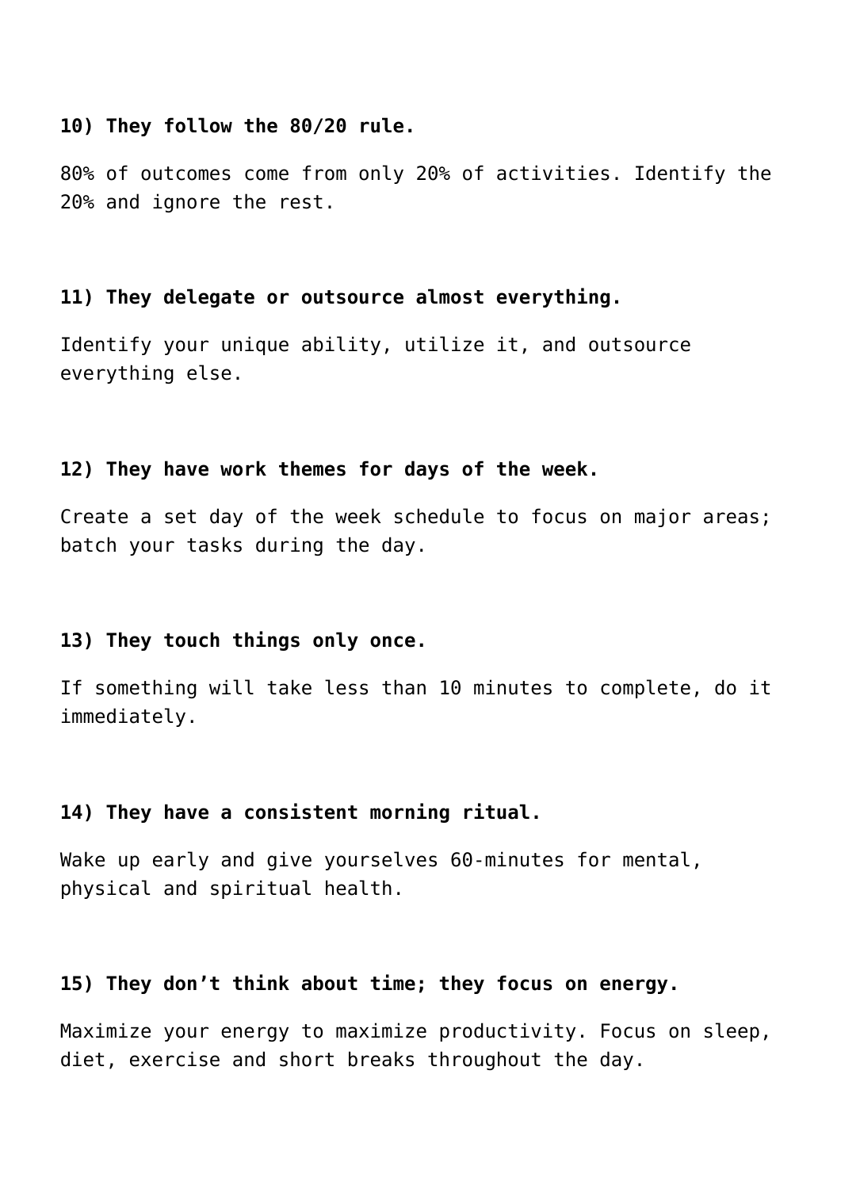**10) They follow the 80/20 rule.**

80% of outcomes come from only 20% of activities. Identify the 20% and ignore the rest.

**11) They delegate or outsource almost everything.**

Identify your unique ability, utilize it, and outsource everything else.

**12) They have work themes for days of the week.**

Create a set day of the week schedule to focus on major areas; batch your tasks during the day.

**13) They touch things only once.**

If something will take less than 10 minutes to complete, do it immediately.

**14) They have a consistent morning ritual.**

Wake up early and give yourselves 60-minutes for mental, physical and spiritual health.

**15) They don't think about time; they focus on energy.**

Maximize your energy to maximize productivity. Focus on sleep, diet, exercise and short breaks throughout the day.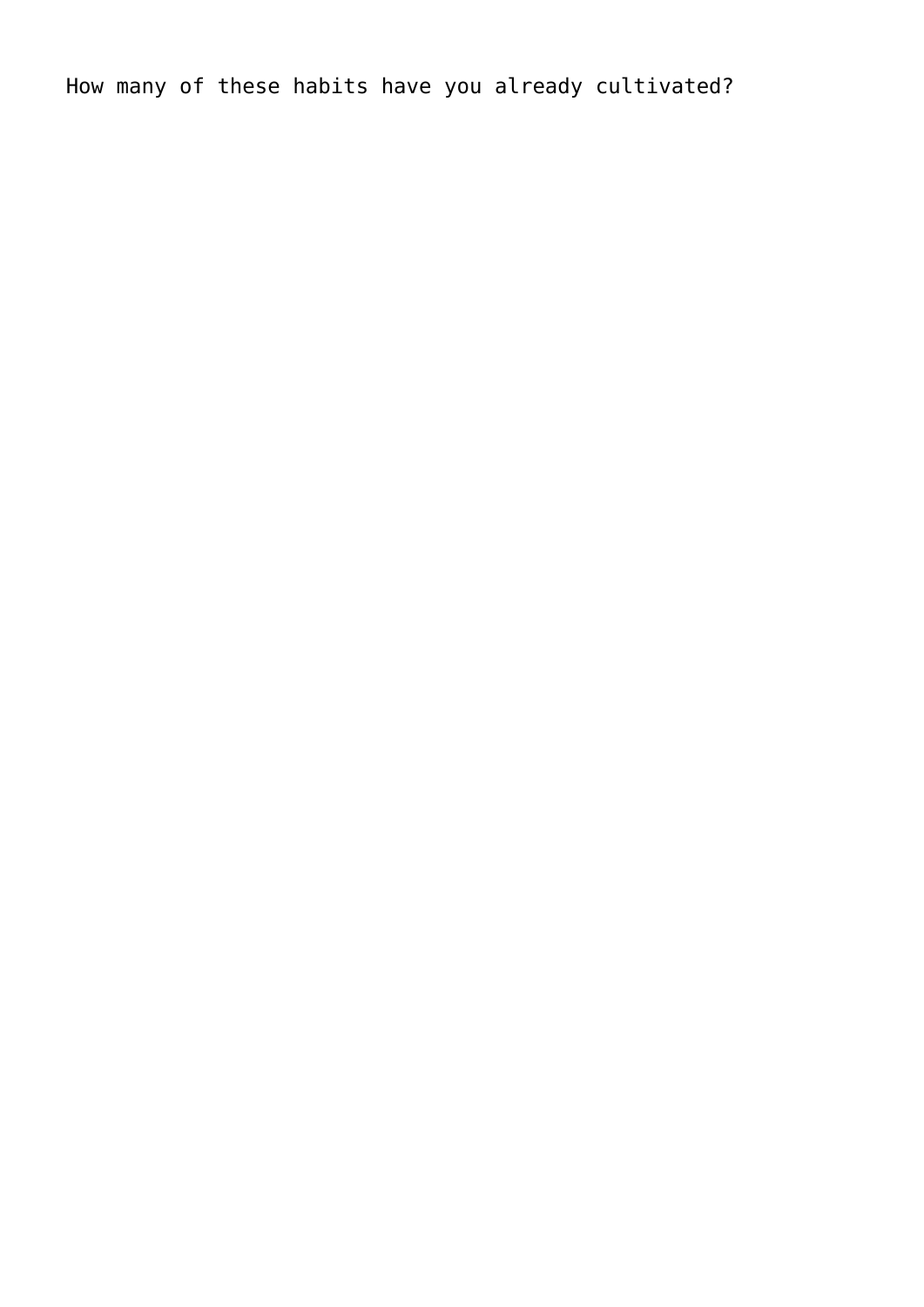How many of these habits have you already cultivated?